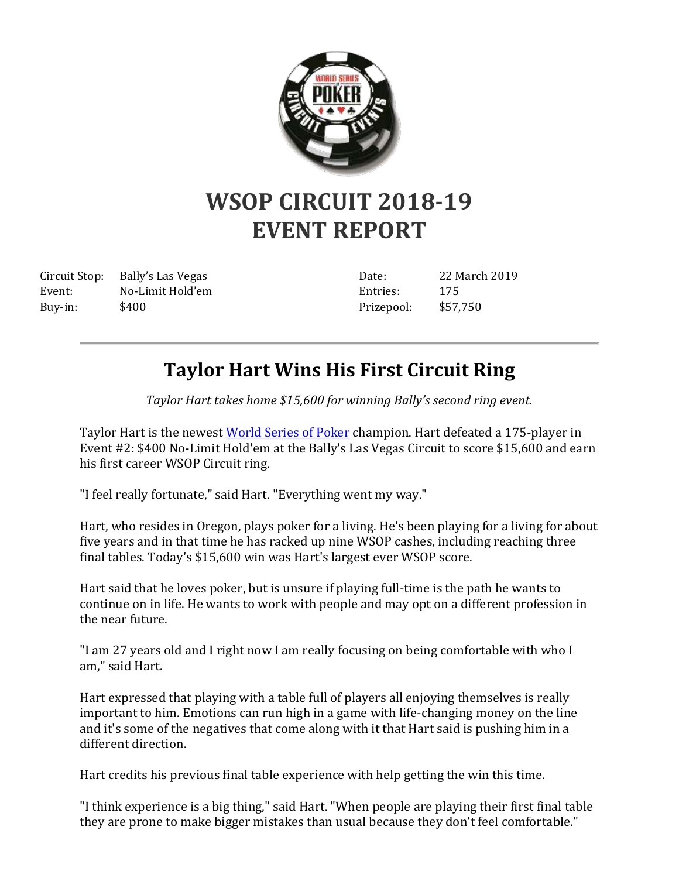# WSOP CIRCUIT 2018-19 EVENT REPORT

| Circuit Stop: | Bally's Las Vegas | Date: | 22 March 2019 |
|---|---|---|---|
| Event: | No-Limit Hold'em | Entries: | 175 |
| Buy-in: | $400 | Prizepool: | $57,750 |

---

## Taylor Hart Wins His First Circuit Ring

*Taylor Hart takes home $15,600 for winning Bally's second ring event.*

Taylor Hart is the newest [World Series of Poker] champion. Hart defeated a 175-player in Event #2: $400 No-Limit Hold'em at the Bally's Las Vegas Circuit to score $15,600 and earn his first career WSOP Circuit ring.

"I feel really fortunate," said Hart. "Everything went my way."

Hart, who resides in Oregon, plays poker for a living. He's been playing for a living for about five years and in that time he has racked up nine WSOP cashes, including reaching three final tables. Today's $15,600 win was Hart's largest ever WSOP score.

Hart said that he loves poker, but is unsure if playing full-time is the path he wants to continue on in life. He wants to work with people and may opt on a different profession in the near future.

"I am 27 years old and I right now I am really focusing on being comfortable with who I am," said Hart.

Hart expressed that playing with a table full of players all enjoying themselves is really important to him. Emotions can run high in a game with life-changing money on the line and it's some of the negatives that come along with it that Hart said is pushing him in a different direction.

Hart credits his previous final table experience with help getting the win this time.

"I think experience is a big thing," said Hart. "When people are playing their first final table they are prone to make bigger mistakes than usual because they don't feel comfortable."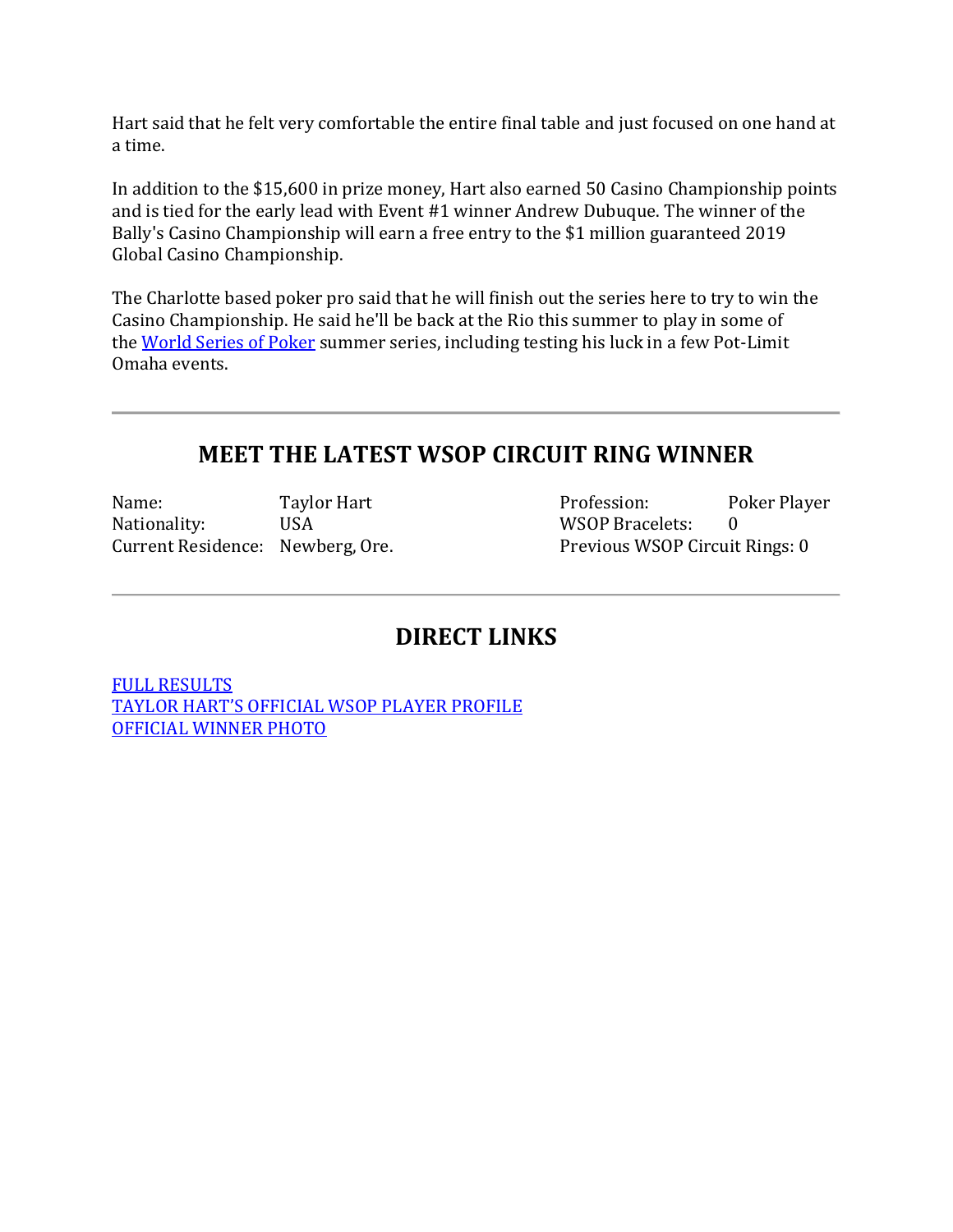Hart said that he felt very comfortable the entire final table and just focused on one hand at a time.

In addition to the $15,600 in prize money, Hart also earned 50 Casino Championship points and is tied for the early lead with Event #1 winner Andrew Dubuque. The winner of the Bally's Casino Championship will earn a free entry to the $1 million guaranteed 2019 Global Casino Championship.

The Charlotte based poker pro said that he will finish out the series here to try to win the Casino Championship. He said he'll be back at the Rio this summer to play in some of the [World Series of Poker]() summer series, including testing his luck in a few Pot-Limit Omaha events.

---

## MEET THE LATEST WSOP CIRCUIT RING WINNER

| | | | |
|---|---|---|---|
| Name: | Taylor Hart | Profession: | Poker Player |
| Nationality: | USA | WSOP Bracelets: | 0 |
| Current Residence: | Newberg, Ore. | Previous WSOP Circuit Rings: | 0 |

---

## DIRECT LINKS

[FULL RESULTS]()
[TAYLOR HART'S OFFICIAL WSOP PLAYER PROFILE]()
[OFFICIAL WINNER PHOTO]()